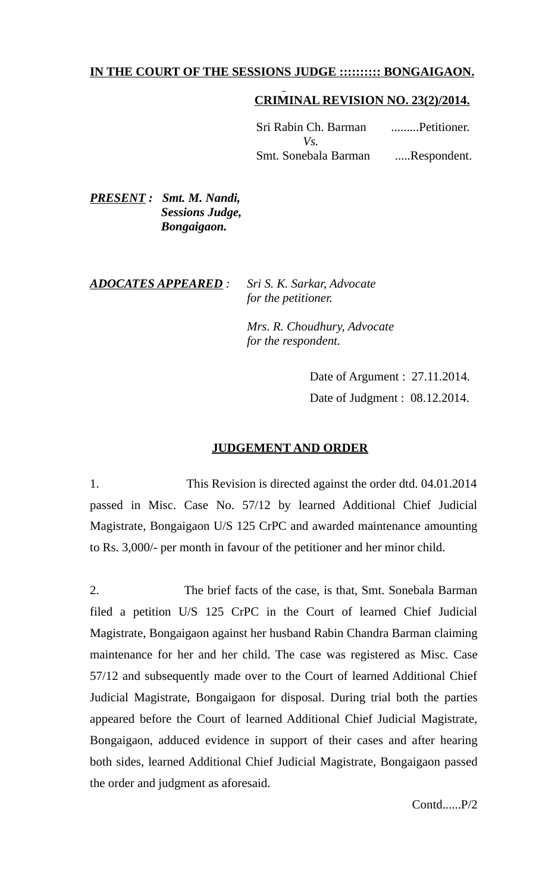**IN THE COURT OF THE SESSIONS JUDGE ::::::::: BONGAIGAON.**

**CRIMINAL REVISION NO. 23(2)/2014.**

Sri Rabin Ch. Barman .........Petitioner.
*Vs.*
Smt. Sonebala Barman .....Respondent.

***PRESENT* : *Smt. M. Nandi,***
***Sessions Judge,***
***Bongaigaon.***

***ADOCATES APPEARED*** : *Sri S. K. Sarkar, Advocate for the petitioner.*

*Mrs. R. Choudhury, Advocate for the respondent.*

Date of Argument : 27.11.2014.
Date of Judgment : 08.12.2014.

**JUDGEMENT AND ORDER**

1. This Revision is directed against the order dtd. 04.01.2014 passed in Misc. Case No. 57/12 by learned Additional Chief Judicial Magistrate, Bongaigaon U/S 125 CrPC and awarded maintenance amounting to Rs. 3,000/- per month in favour of the petitioner and her minor child.

2. The brief facts of the case, is that, Smt. Sonebala Barman filed a petition U/S 125 CrPC in the Court of learned Chief Judicial Magistrate, Bongaigaon against her husband Rabin Chandra Barman claiming maintenance for her and her child. The case was registered as Misc. Case 57/12 and subsequently made over to the Court of learned Additional Chief Judicial Magistrate, Bongaigaon for disposal. During trial both the parties appeared before the Court of learned Additional Chief Judicial Magistrate, Bongaigaon, adduced evidence in support of their cases and after hearing both sides, learned Additional Chief Judicial Magistrate, Bongaigaon passed the order and judgment as aforesaid.

Contd......P/2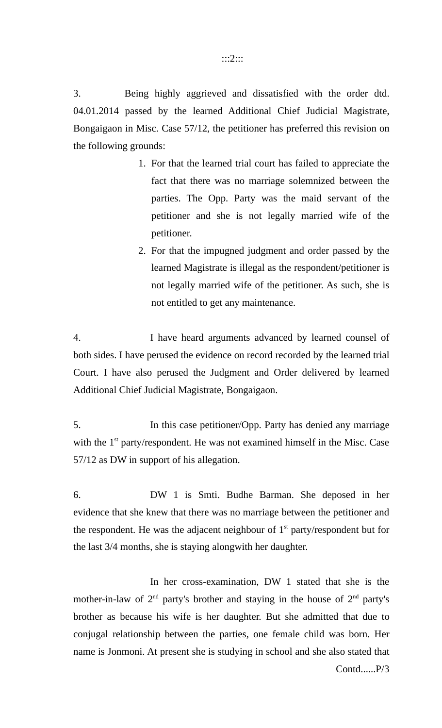3. Being highly aggrieved and dissatisfied with the order dtd. 04.01.2014 passed by the learned Additional Chief Judicial Magistrate, Bongaigaon in Misc. Case 57/12, the petitioner has preferred this revision on the following grounds:

1. For that the learned trial court has failed to appreciate the fact that there was no marriage solemnized between the parties. The Opp. Party was the maid servant of the petitioner and she is not legally married wife of the petitioner.
2. For that the impugned judgment and order passed by the learned Magistrate is illegal as the respondent/petitioner is not legally married wife of the petitioner. As such, she is not entitled to get any maintenance.

4. I have heard arguments advanced by learned counsel of both sides. I have perused the evidence on record recorded by the learned trial Court. I have also perused the Judgment and Order delivered by learned Additional Chief Judicial Magistrate, Bongaigaon.

5. In this case petitioner/Opp. Party has denied any marriage with the 1st party/respondent. He was not examined himself in the Misc. Case 57/12 as DW in support of his allegation.

6. DW 1 is Smti. Budhe Barman. She deposed in her evidence that she knew that there was no marriage between the petitioner and the respondent. He was the adjacent neighbour of 1st party/respondent but for the last 3/4 months, she is staying alongwith her daughter.

In her cross-examination, DW 1 stated that she is the mother-in-law of 2nd party's brother and staying in the house of 2nd party's brother as because his wife is her daughter. But she admitted that due to conjugal relationship between the parties, one female child was born. Her name is Jonmoni. At present she is studying in school and she also stated that

Contd......P/3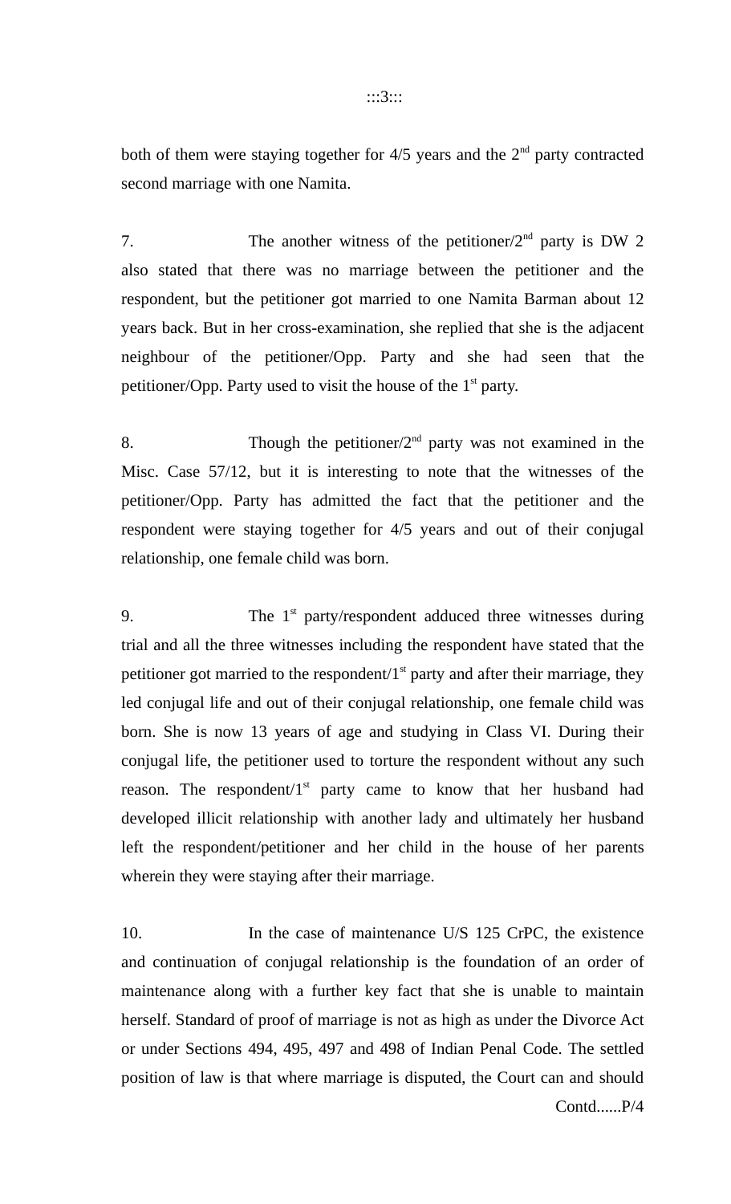both of them were staying together for 4/5 years and the 2nd party contracted second marriage with one Namita.

7. The another witness of the petitioner/2nd party is DW 2 also stated that there was no marriage between the petitioner and the respondent, but the petitioner got married to one Namita Barman about 12 years back. But in her cross-examination, she replied that she is the adjacent neighbour of the petitioner/Opp. Party and she had seen that the petitioner/Opp. Party used to visit the house of the 1st party.

8. Though the petitioner/2nd party was not examined in the Misc. Case 57/12, but it is interesting to note that the witnesses of the petitioner/Opp. Party has admitted the fact that the petitioner and the respondent were staying together for 4/5 years and out of their conjugal relationship, one female child was born.

9. The 1st party/respondent adduced three witnesses during trial and all the three witnesses including the respondent have stated that the petitioner got married to the respondent/1st party and after their marriage, they led conjugal life and out of their conjugal relationship, one female child was born. She is now 13 years of age and studying in Class VI. During their conjugal life, the petitioner used to torture the respondent without any such reason. The respondent/1st party came to know that her husband had developed illicit relationship with another lady and ultimately her husband left the respondent/petitioner and her child in the house of her parents wherein they were staying after their marriage.

10. In the case of maintenance U/S 125 CrPC, the existence and continuation of conjugal relationship is the foundation of an order of maintenance along with a further key fact that she is unable to maintain herself. Standard of proof of marriage is not as high as under the Divorce Act or under Sections 494, 495, 497 and 498 of Indian Penal Code. The settled position of law is that where marriage is disputed, the Court can and should

Contd......P/4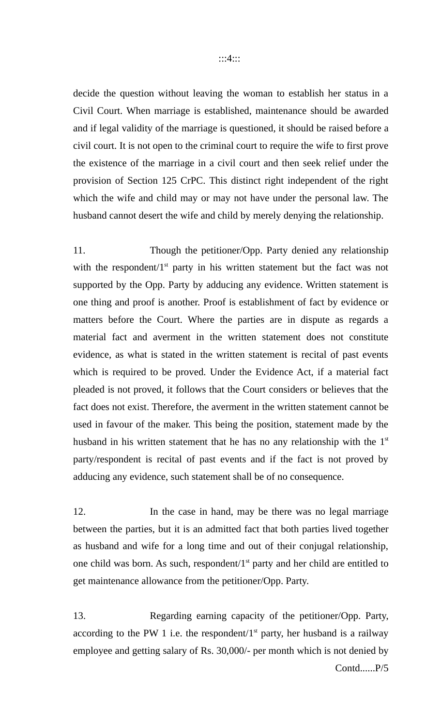decide the question without leaving the woman to establish her status in a Civil Court. When marriage is established, maintenance should be awarded and if legal validity of the marriage is questioned, it should be raised before a civil court. It is not open to the criminal court to require the wife to first prove the existence of the marriage in a civil court and then seek relief under the provision of Section 125 CrPC. This distinct right independent of the right which the wife and child may or may not have under the personal law. The husband cannot desert the wife and child by merely denying the relationship.

11. Though the petitioner/Opp. Party denied any relationship with the respondent/1st party in his written statement but the fact was not supported by the Opp. Party by adducing any evidence. Written statement is one thing and proof is another. Proof is establishment of fact by evidence or matters before the Court. Where the parties are in dispute as regards a material fact and averment in the written statement does not constitute evidence, as what is stated in the written statement is recital of past events which is required to be proved. Under the Evidence Act, if a material fact pleaded is not proved, it follows that the Court considers or believes that the fact does not exist. Therefore, the averment in the written statement cannot be used in favour of the maker. This being the position, statement made by the husband in his written statement that he has no any relationship with the 1st party/respondent is recital of past events and if the fact is not proved by adducing any evidence, such statement shall be of no consequence.

12. In the case in hand, may be there was no legal marriage between the parties, but it is an admitted fact that both parties lived together as husband and wife for a long time and out of their conjugal relationship, one child was born. As such, respondent/1st party and her child are entitled to get maintenance allowance from the petitioner/Opp. Party.

13. Regarding earning capacity of the petitioner/Opp. Party, according to the PW 1 i.e. the respondent/1st party, her husband is a railway employee and getting salary of Rs. 30,000/- per month which is not denied by

Contd......P/5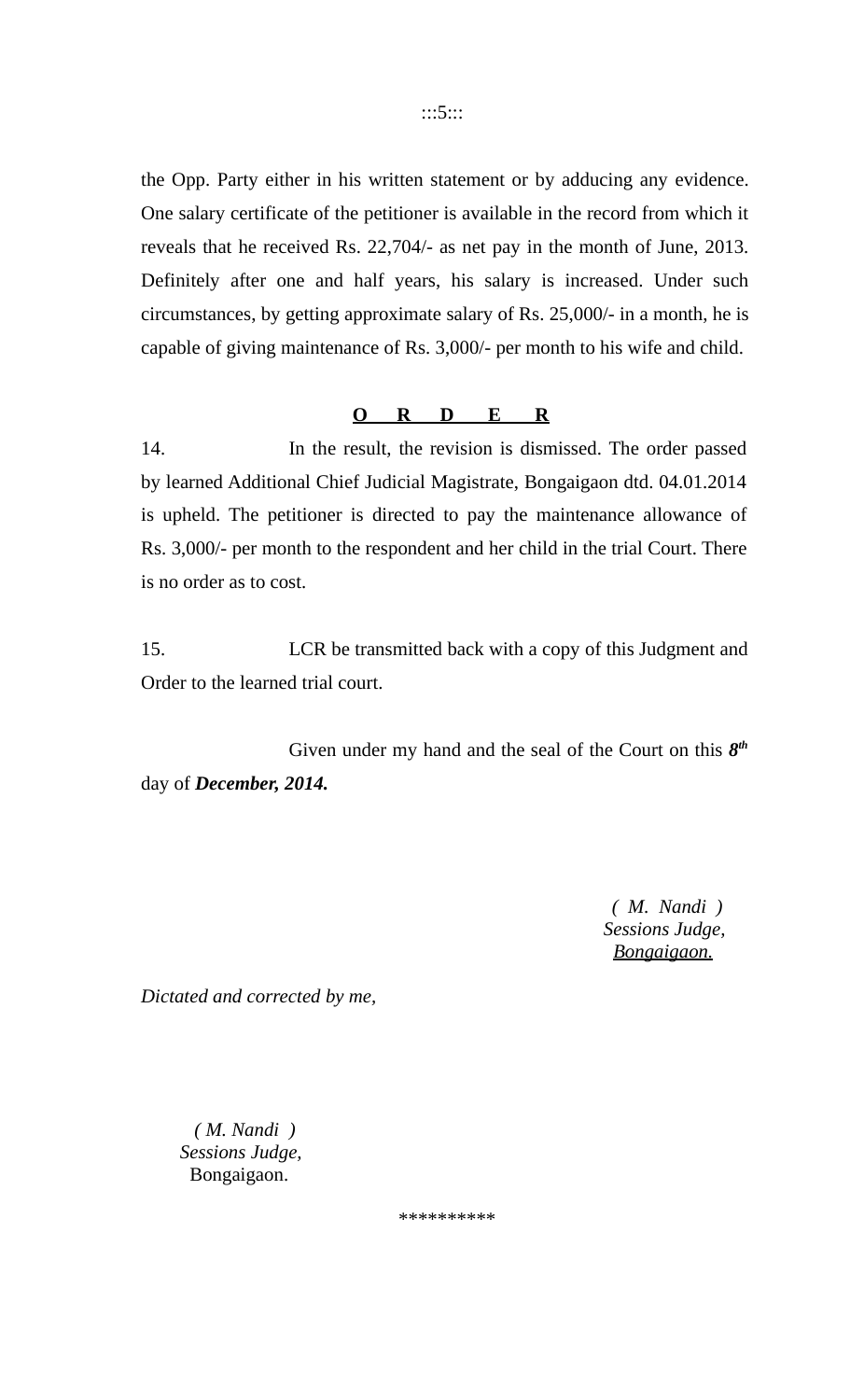the Opp. Party either in his written statement or by adducing any evidence. One salary certificate of the petitioner is available in the record from which it reveals that he received Rs. 22,704/- as net pay in the month of June, 2013. Definitely after one and half years, his salary is increased. Under such circumstances, by getting approximate salary of Rs. 25,000/- in a month, he is capable of giving maintenance of Rs. 3,000/- per month to his wife and child.

**O R D E R**

14. In the result, the revision is dismissed. The order passed by learned Additional Chief Judicial Magistrate, Bongaigaon dtd. 04.01.2014 is upheld. The petitioner is directed to pay the maintenance allowance of Rs. 3,000/- per month to the respondent and her child in the trial Court. There is no order as to cost.

15. LCR be transmitted back with a copy of this Judgment and Order to the learned trial court.

Given under my hand and the seal of the Court on this ***8th*** day of ***December, 2014.***

*( M. Nandi )*
*Sessions Judge,*
*Bongaigaon.*

*Dictated and corrected by me,*

*( M. Nandi )*
*Sessions Judge,*
Bongaigaon.

**********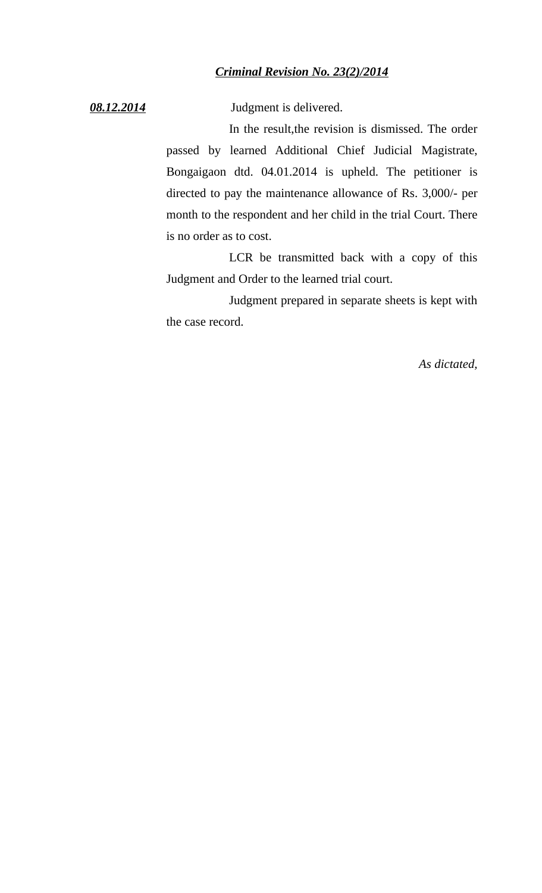***Criminal Revision No. 23(2)/2014***

***08.12.2014*** Judgment is delivered.

In the result,the revision is dismissed. The order passed by learned Additional Chief Judicial Magistrate, Bongaigaon dtd. 04.01.2014 is upheld. The petitioner is directed to pay the maintenance allowance of Rs. 3,000/- per month to the respondent and her child in the trial Court. There is no order as to cost.

LCR be transmitted back with a copy of this Judgment and Order to the learned trial court.

Judgment prepared in separate sheets is kept with the case record.

*As dictated,*